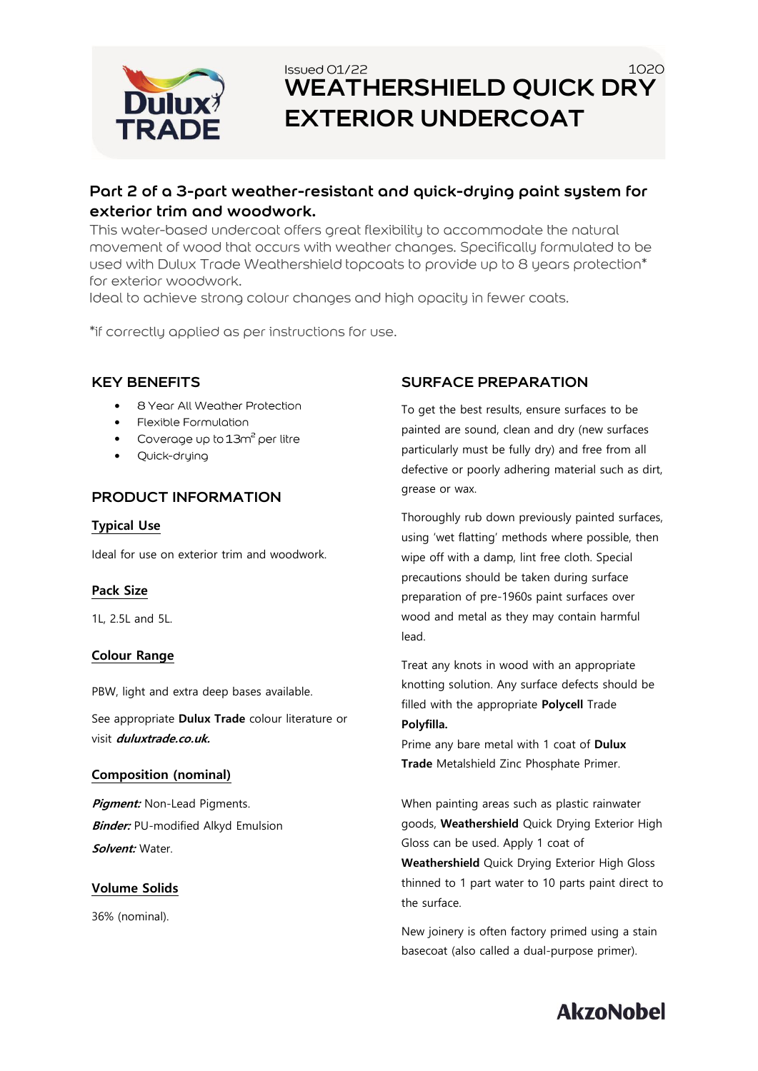Issued 01/22 1020

# WEATHERSHIELD QUICK DRY EXTERIOR UNDERCOAT

## Part 2 of a 3-part weather-resistant and quick-drying paint system for exterior trim and woodwork.

This water-based undercoat offers great flexibility to accommodate the natural movement of wood that occurs with weather changes. Specifically formulated to be used with Dulux Trade Weathershield topcoats to provide up to 8 years protection* for exterior woodwork.
Ideal to achieve strong colour changes and high opacity in fewer coats.

*if correctly applied as per instructions for use.

## KEY BENEFITS

- 8 Year All Weather Protection
- Flexible Formulation
- Coverage up to 13m² per litre
- Quick-drying

## PRODUCT INFORMATION

### Typical Use

Ideal for use on exterior trim and woodwork.

### Pack Size

1L, 2.5L and 5L.

### Colour Range

PBW, light and extra deep bases available.

See appropriate **Dulux Trade** colour literature or visit ***duluxtrade.co.uk.***

### Composition (nominal)

***Pigment:*** Non-Lead Pigments.
***Binder:*** PU-modified Alkyd Emulsion
***Solvent:*** Water.

### Volume Solids

36% (nominal).

## SURFACE PREPARATION

To get the best results, ensure surfaces to be painted are sound, clean and dry (new surfaces particularly must be fully dry) and free from all defective or poorly adhering material such as dirt, grease or wax.

Thoroughly rub down previously painted surfaces, using 'wet flatting' methods where possible, then wipe off with a damp, lint free cloth. Special precautions should be taken during surface preparation of pre-1960s paint surfaces over wood and metal as they may contain harmful lead.

Treat any knots in wood with an appropriate knotting solution. Any surface defects should be filled with the appropriate **Polycell** Trade **Polyfilla.**
Prime any bare metal with 1 coat of **Dulux Trade** Metalshield Zinc Phosphate Primer.

When painting areas such as plastic rainwater goods, **Weathershield** Quick Drying Exterior High Gloss can be used. Apply 1 coat of **Weathershield** Quick Drying Exterior High Gloss thinned to 1 part water to 10 parts paint direct to the surface.

New joinery is often factory primed using a stain basecoat (also called a dual-purpose primer).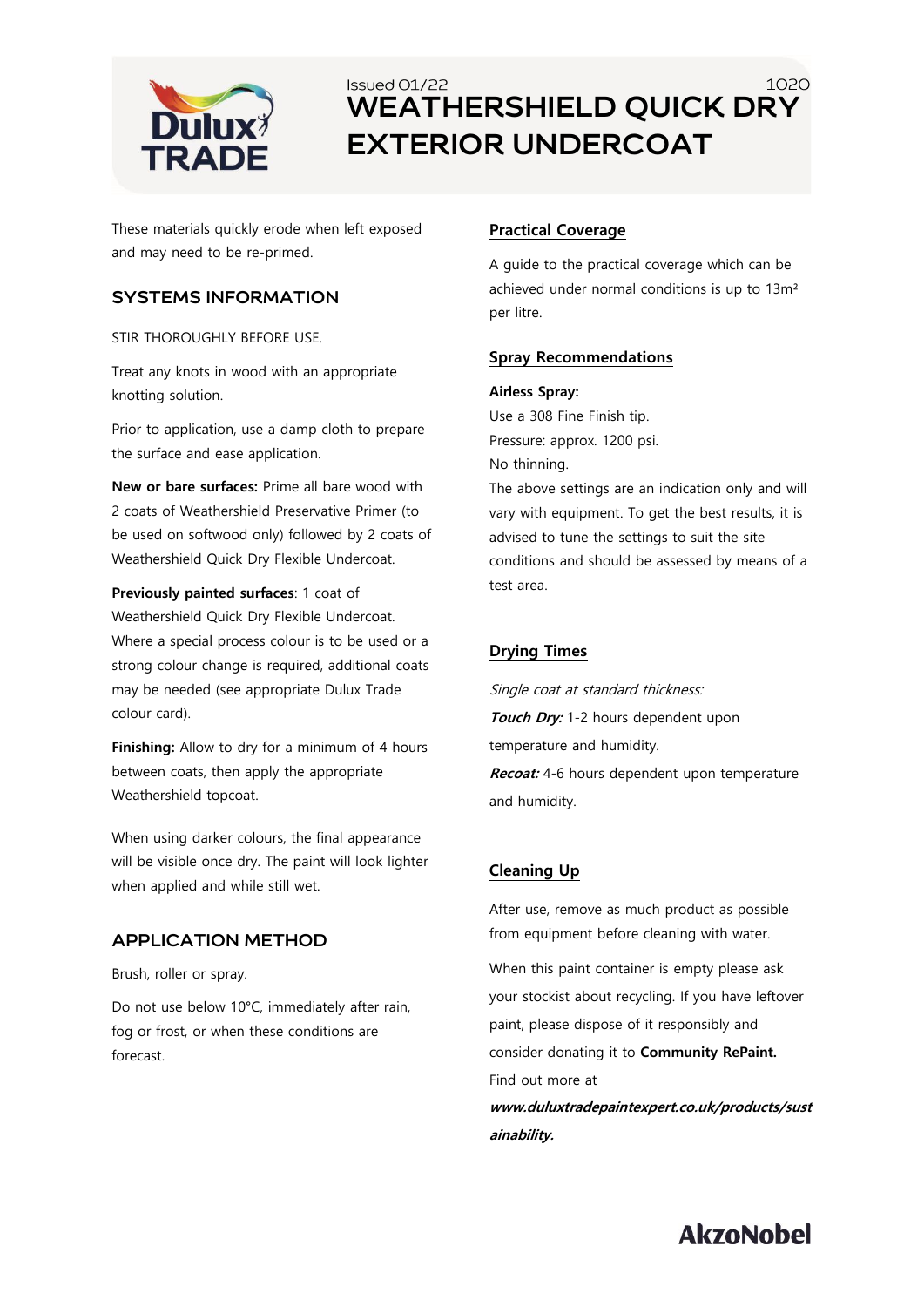These materials quickly erode when left exposed and may need to be re-primed.

## SYSTEMS INFORMATION

STIR THOROUGHLY BEFORE USE.

Treat any knots in wood with an appropriate knotting solution.

Prior to application, use a damp cloth to prepare the surface and ease application.

**New or bare surfaces:** Prime all bare wood with 2 coats of Weathershield Preservative Primer (to be used on softwood only) followed by 2 coats of Weathershield Quick Dry Flexible Undercoat.

**Previously painted surfaces**: 1 coat of Weathershield Quick Dry Flexible Undercoat. Where a special process colour is to be used or a strong colour change is required, additional coats may be needed (see appropriate Dulux Trade colour card).

**Finishing:** Allow to dry for a minimum of 4 hours between coats, then apply the appropriate Weathershield topcoat.

When using darker colours, the final appearance will be visible once dry. The paint will look lighter when applied and while still wet.

## APPLICATION METHOD

Brush, roller or spray.

Do not use below 10°C, immediately after rain, fog or frost, or when these conditions are forecast.

### Practical Coverage

A guide to the practical coverage which can be achieved under normal conditions is up to 13m² per litre.

### Spray Recommendations

**Airless Spray:**
Use a 308 Fine Finish tip.
Pressure: approx. 1200 psi.
No thinning.
The above settings are an indication only and will vary with equipment. To get the best results, it is advised to tune the settings to suit the site conditions and should be assessed by means of a test area.

### Drying Times

*Single coat at standard thickness:*
***Touch Dry:*** 1-2 hours dependent upon temperature and humidity.
***Recoat:*** 4-6 hours dependent upon temperature and humidity.

### Cleaning Up

After use, remove as much product as possible from equipment before cleaning with water.

When this paint container is empty please ask your stockist about recycling. If you have leftover paint, please dispose of it responsibly and consider donating it to **Community RePaint.** Find out more at ***www.duluxtradepaintexpert.co.uk/products/sustainability.***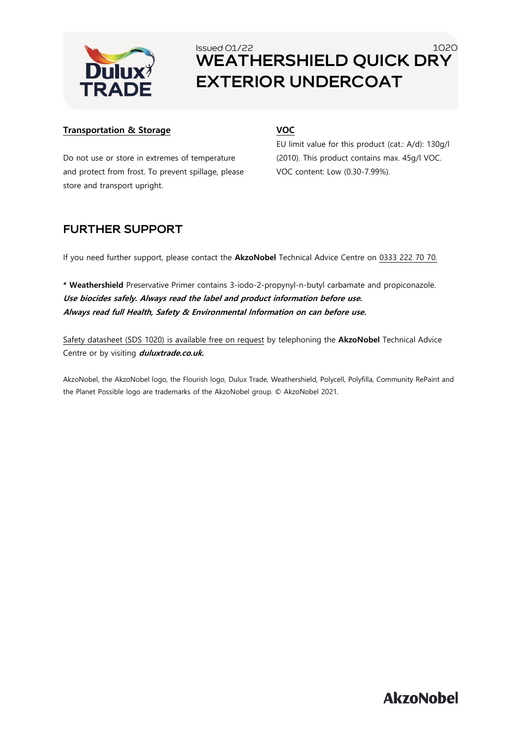**Transportation & Storage**

Do not use or store in extremes of temperature and protect from frost. To prevent spillage, please store and transport upright.

**VOC**

EU limit value for this product (cat.: A/d): 130g/l (2010). This product contains max. 45g/l VOC. VOC content: Low (0.30-7.99%).

## FURTHER SUPPORT

If you need further support, please contact the **AkzoNobel** Technical Advice Centre on 0333 222 70 70.

* **Weathershield** Preservative Primer contains 3-iodo-2-propynyl-n-butyl carbamate and propiconazole.
***Use biocides safely. Always read the label and product information before use.***
***Always read full Health, Safety & Environmental Information on can before use.***

Safety datasheet (SDS 1020) is available free on request by telephoning the **AkzoNobel** Technical Advice Centre or by visiting ***duluxtrade.co.uk.***

AkzoNobel, the AkzoNobel logo, the Flourish logo, Dulux Trade, Weathershield, Polycell, Polyfilla, Community RePaint and the Planet Possible logo are trademarks of the AkzoNobel group. © AkzoNobel 2021.